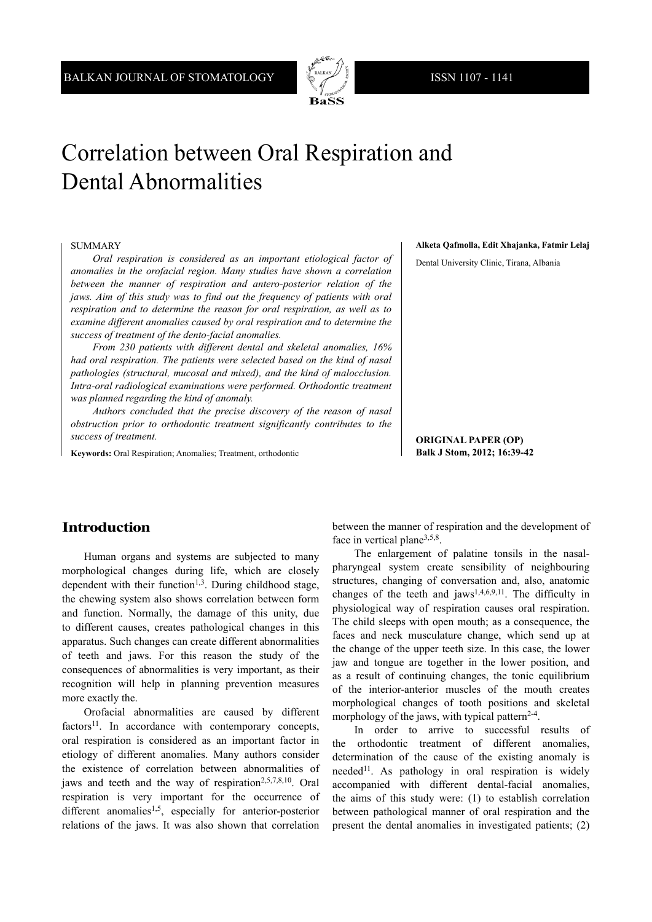# Correlation between Oral Respiration and Dental Abnormalities

**Alketa Qafmolla, Edit Xhajanka, Fatmir Lelaj**

Dental University Clinic, Tirana, Albania

## SUMMARY

*Oral respiration is considered as an important etiological factor of anomalies in the orofacial region. Many studies have shown a correlation between the manner of respiration and antero-posterior relation of the jaws. Aim of this study was to find out the frequency of patients with oral respiration and to determine the reason for oral respiration, as well as to examine different anomalies caused by oral respiration and to determine the success of treatment of the dento-facial anomalies.*

*From 230 patients with different dental and skeletal anomalies, 16% had oral respiration. The patients were selected based on the kind of nasal pathologies (structural, mucosal and mixed), and the kind of malocclusion. Intra-oral radiological examinations were performed. Orthodontic treatment was planned regarding the kind of anomaly.*

*Authors concluded that the precise discovery of the reason of nasal obstruction prior to orthodontic treatment significantly contributes to the success of treatment.*

**Keywords:** Oral Respiration; Anomalies; Treatment, orthodontic

**ORIGINAL PAPER (OP)**
**Balk J Stom, 2012; 16:39-42**

## Introduction

Human organs and systems are subjected to many morphological changes during life, which are closely dependent with their function[1,3]. During childhood stage, the chewing system also shows correlation between form and function. Normally, the damage of this unity, due to different causes, creates pathological changes in this apparatus. Such changes can create different abnormalities of teeth and jaws. For this reason the study of the consequences of abnormalities is very important, as their recognition will help in planning prevention measures more exactly the.

Orofacial abnormalities are caused by different factors[11]. In accordance with contemporary concepts, oral respiration is considered as an important factor in etiology of different anomalies. Many authors consider the existence of correlation between abnormalities of jaws and teeth and the way of respiration[2,5,7,8,10]. Oral respiration is very important for the occurrence of different anomalies[1,5], especially for anterior-posterior relations of the jaws. It was also shown that correlation between the manner of respiration and the development of face in vertical plane[3,5,8].

The enlargement of palatine tonsils in the nasal-pharyngeal system create sensibility of neighbouring structures, changing of conversation and, also, anatomic changes of the teeth and jaws[1,4,6,9,11]. The difficulty in physiological way of respiration causes oral respiration. The child sleeps with open mouth; as a consequence, the faces and neck musculature change, which send up at the change of the upper teeth size. In this case, the lower jaw and tongue are together in the lower position, and as a result of continuing changes, the tonic equilibrium of the interior-anterior muscles of the mouth creates morphological changes of tooth positions and skeletal morphology of the jaws, with typical pattern[2-4].

In order to arrive to successful results of the orthodontic treatment of different anomalies, determination of the cause of the existing anomaly is needed[11]. As pathology in oral respiration is widely accompanied with different dental-facial anomalies, the aims of this study were: (1) to establish correlation between pathological manner of oral respiration and the present the dental anomalies in investigated patients; (2)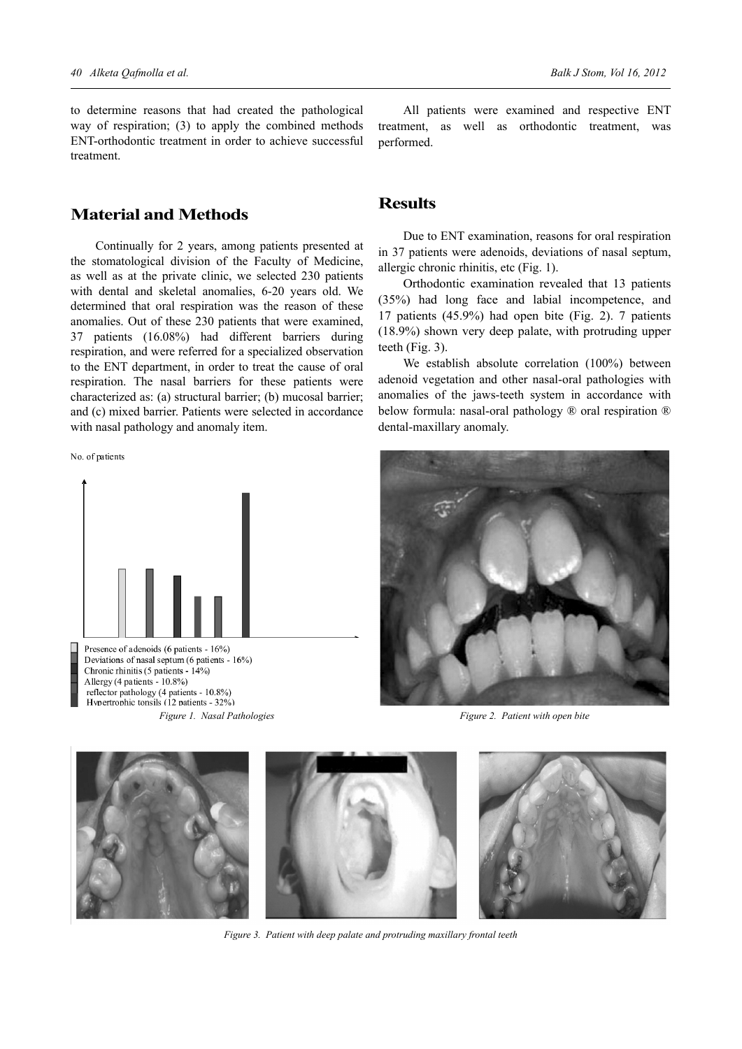to determine reasons that had created the pathological way of respiration; (3) to apply the combined methods ENT-orthodontic treatment in order to achieve successful treatment.

## Material and Methods

Continually for 2 years, among patients presented at the stomatological division of the Faculty of Medicine, as well as at the private clinic, we selected 230 patients with dental and skeletal anomalies, 6-20 years old. We determined that oral respiration was the reason of these anomalies. Out of these 230 patients that were examined, 37 patients (16.08%) had different barriers during respiration, and were referred for a specialized observation to the ENT department, in order to treat the cause of oral respiration. The nasal barriers for these patients were characterized as: (a) structural barrier; (b) mucosal barrier; and (c) mixed barrier. Patients were selected in accordance with nasal pathology and anomaly item.

All patients were examined and respective ENT treatment, as well as orthodontic treatment, was performed.

No. of patients

Presence of adenoids (6 patients - 16%)
Deviations of nasal septum (6 patients - 16%)
Chronic rhinitis (5 patients - 14%)
Allergy (4 patients - 10.8%)
reflector pathology (4 patients - 10.8%)
Hypertrophic tonsils (12 patients - 32%)

*Figure 1. Nasal Pathologies*

## Results

Due to ENT examination, reasons for oral respiration in 37 patients were adenoids, deviations of nasal septum, allergic chronic rhinitis, etc (Fig. 1).

Orthodontic examination revealed that 13 patients (35%) had long face and labial incompetence, and 17 patients (45.9%) had open bite (Fig. 2). 7 patients (18.9%) shown very deep palate, with protruding upper teeth (Fig. 3).

We establish absolute correlation (100%) between adenoid vegetation and other nasal-oral pathologies with anomalies of the jaws-teeth system in accordance with below formula: nasal-oral pathology ® oral respiration ® dental-maxillary anomaly.

*Figure 2. Patient with open bite*

*Figure 3. Patient with deep palate and protruding maxillary frontal teeth*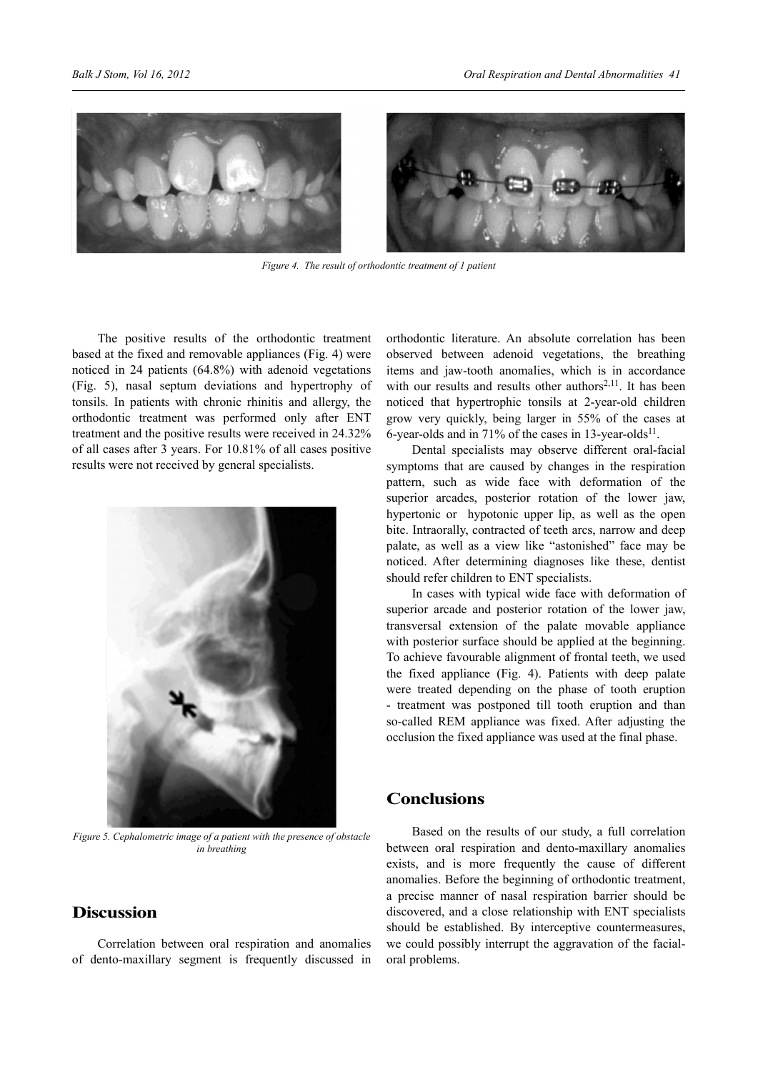Figure 4. The result of orthodontic treatment of 1 patient

The positive results of the orthodontic treatment based at the fixed and removable appliances (Fig. 4) were noticed in 24 patients (64.8%) with adenoid vegetations (Fig. 5), nasal septum deviations and hypertrophy of tonsils. In patients with chronic rhinitis and allergy, the orthodontic treatment was performed only after ENT treatment and the positive results were received in 24.32% of all cases after 3 years. For 10.81% of all cases positive results were not received by general specialists.

Figure 5. Cephalometric image of a patient with the presence of obstacle in breathing

## Discussion

Correlation between oral respiration and anomalies of dento-maxillary segment is frequently discussed in orthodontic literature. An absolute correlation has been observed between adenoid vegetations, the breathing items and jaw-tooth anomalies, which is in accordance with our results and results other authors[2,11]. It has been noticed that hypertrophic tonsils at 2-year-old children grow very quickly, being larger in 55% of the cases at 6-year-olds and in 71% of the cases in 13-year-olds[11].

Dental specialists may observe different oral-facial symptoms that are caused by changes in the respiration pattern, such as wide face with deformation of the superior arcades, posterior rotation of the lower jaw, hypertonic or hypotonic upper lip, as well as the open bite. Intraorally, contracted of teeth arcs, narrow and deep palate, as well as a view like "astonished" face may be noticed. After determining diagnoses like these, dentist should refer children to ENT specialists.

In cases with typical wide face with deformation of superior arcade and posterior rotation of the lower jaw, transversal extension of the palate movable appliance with posterior surface should be applied at the beginning. To achieve favourable alignment of frontal teeth, we used the fixed appliance (Fig. 4). Patients with deep palate were treated depending on the phase of tooth eruption - treatment was postponed till tooth eruption and than so-called REM appliance was fixed. After adjusting the occlusion the fixed appliance was used at the final phase.

## Conclusions

Based on the results of our study, a full correlation between oral respiration and dento-maxillary anomalies exists, and is more frequently the cause of different anomalies. Before the beginning of orthodontic treatment, a precise manner of nasal respiration barrier should be discovered, and a close relationship with ENT specialists should be established. By interceptive countermeasures, we could possibly interrupt the aggravation of the facial-oral problems.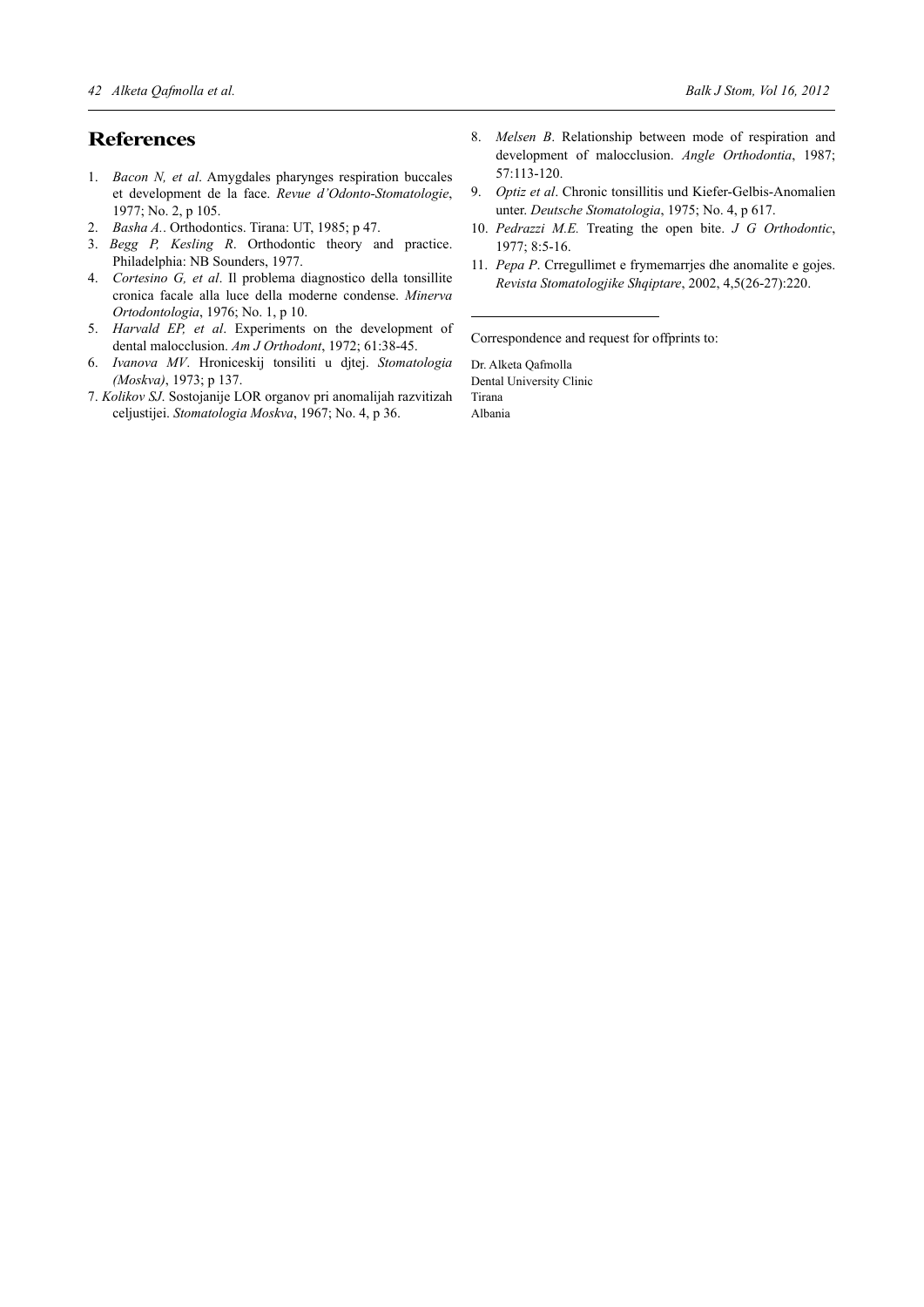## References

1. *Bacon N, et al*. Amygdales pharynges respiration buccales et development de la face. *Revue d'Odonto-Stomatologie*, 1977; No. 2, p 105.
2. *Basha A.*. Orthodontics. Tirana: UT, 1985; p 47.
3. *Begg P, Kesling R*. Orthodontic theory and practice. Philadelphia: NB Sounders, 1977.
4. *Cortesino G, et al*. Il problema diagnostico della tonsillite cronica facale alla luce della moderne condense. *Minerva Ortodontologia*, 1976; No. 1, p 10.
5. *Harvald EP, et al*. Experiments on the development of dental malocclusion. *Am J Orthodont*, 1972; 61:38-45.
6. *Ivanova MV*. Hroniceskij tonsiliti u djtej. *Stomatologia (Moskva)*, 1973; p 137.
7. *Kolikov SJ*. Sostojanije LOR organov pri anomalijah razvitizah celjustijei. *Stomatologia Moskva*, 1967; No. 4, p 36.
8. *Melsen B*. Relationship between mode of respiration and development of malocclusion. *Angle Orthodontia*, 1987; 57:113-120.
9. *Optiz et al*. Chronic tonsillitis und Kiefer-Gelbis-Anomalien unter. *Deutsche Stomatologia*, 1975; No. 4, p 617.
10. *Pedrazzi M.E.* Treating the open bite. *J G Orthodontic*, 1977; 8:5-16.
11. *Pepa P*. Crregullimet e frymemarrjes dhe anomalite e gojes. *Revista Stomatologjike Shqiptare*, 2002, 4,5(26-27):220.

---

Correspondence and request for offprints to:

Dr. Alketa Qafmolla
Dental University Clinic
Tirana
Albania